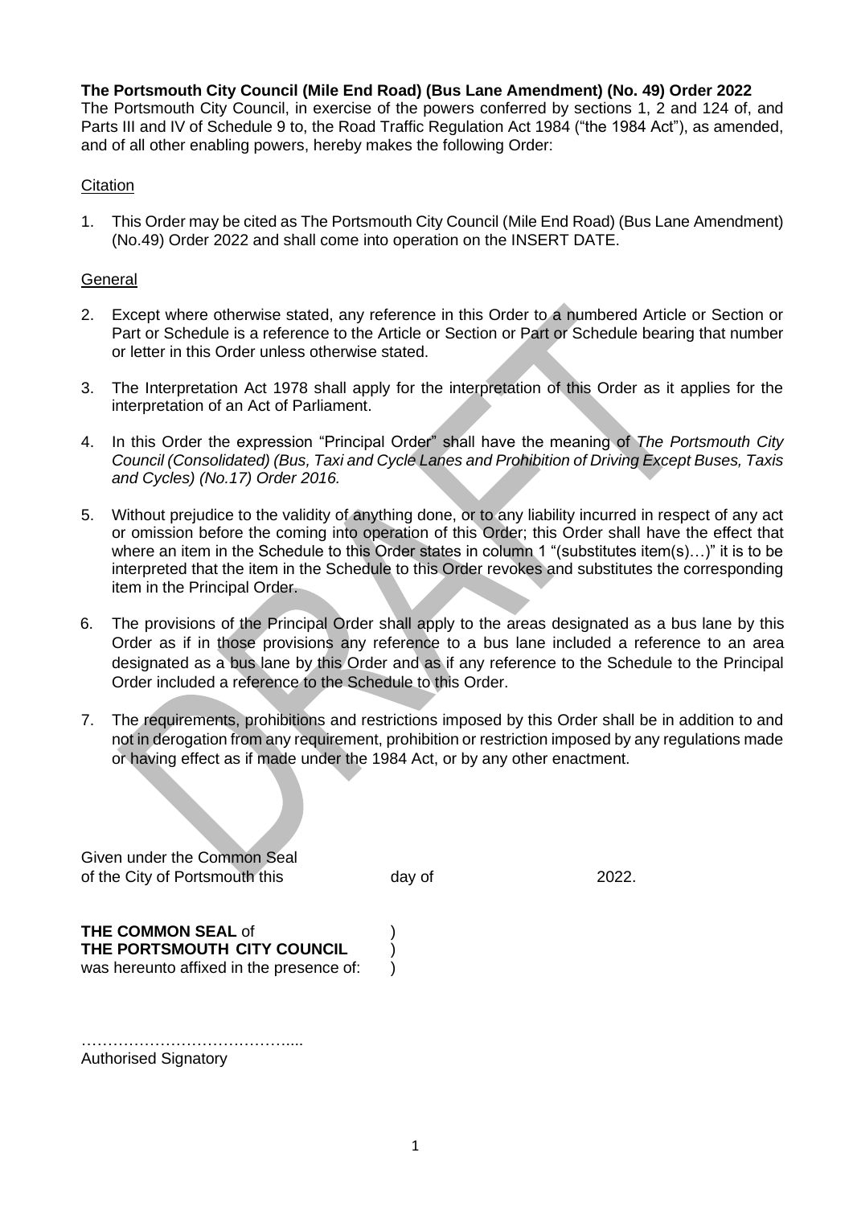**The Portsmouth City Council (Mile End Road) (Bus Lane Amendment) (No. 49) Order 2022**

The Portsmouth City Council, in exercise of the powers conferred by sections 1, 2 and 124 of, and Parts III and IV of Schedule 9 to, the Road Traffic Regulation Act 1984 ("the 1984 Act"), as amended, and of all other enabling powers, hereby makes the following Order:

Citation

1. This Order may be cited as The Portsmouth City Council (Mile End Road) (Bus Lane Amendment) (No.49) Order 2022 and shall come into operation on the INSERT DATE.

General

2. Except where otherwise stated, any reference in this Order to a numbered Article or Section or Part or Schedule is a reference to the Article or Section or Part or Schedule bearing that number or letter in this Order unless otherwise stated.

3. The Interpretation Act 1978 shall apply for the interpretation of this Order as it applies for the interpretation of an Act of Parliament.

4. In this Order the expression "Principal Order" shall have the meaning of *The Portsmouth City Council (Consolidated) (Bus, Taxi and Cycle Lanes and Prohibition of Driving Except Buses, Taxis and Cycles) (No.17) Order 2016.*

5. Without prejudice to the validity of anything done, or to any liability incurred in respect of any act or omission before the coming into operation of this Order; this Order shall have the effect that where an item in the Schedule to this Order states in column 1 "(substitutes item(s)…)" it is to be interpreted that the item in the Schedule to this Order revokes and substitutes the corresponding item in the Principal Order.

6. The provisions of the Principal Order shall apply to the areas designated as a bus lane by this Order as if in those provisions any reference to a bus lane included a reference to an area designated as a bus lane by this Order and as if any reference to the Schedule to the Principal Order included a reference to the Schedule to this Order.

7. The requirements, prohibitions and restrictions imposed by this Order shall be in addition to and not in derogation from any requirement, prohibition or restriction imposed by any regulations made or having effect as if made under the 1984 Act, or by any other enactment.

Given under the Common Seal of the City of Portsmouth this day of 2022.

**THE COMMON SEAL** of )
**THE PORTSMOUTH CITY COUNCIL** )
was hereunto affixed in the presence of: )

…………………………………....
Authorised Signatory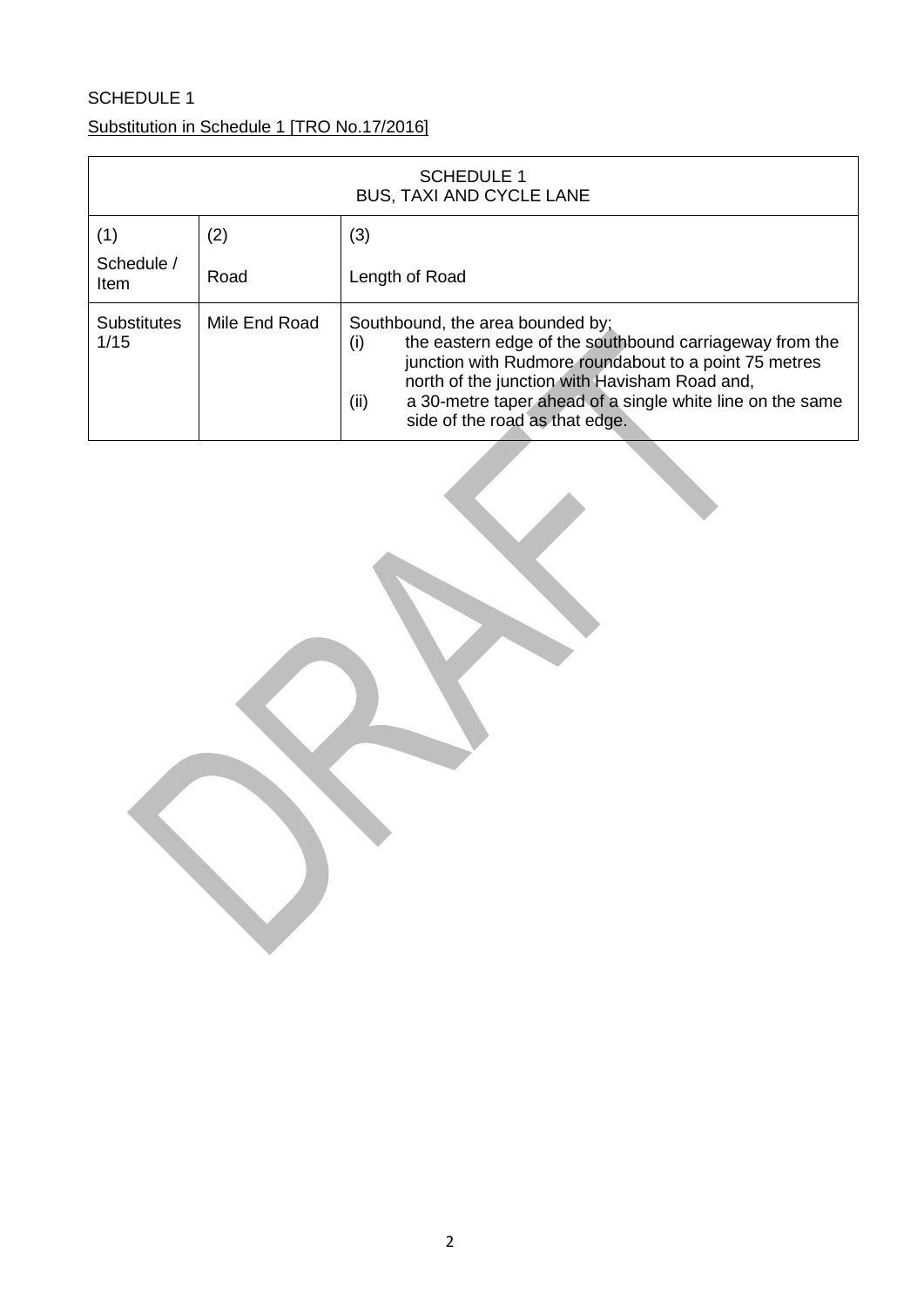SCHEDULE 1

Substitution in Schedule 1 [TRO No.17/2016]

| SCHEDULE 1<br>BUS, TAXI AND CYCLE LANE | | |
|---|---|---|
| (1)<br>Schedule / Item | (2)<br>Road | (3)<br>Length of Road |
| Substitutes 1/15 | Mile End Road | Southbound, the area bounded by;<br>(i) the eastern edge of the southbound carriageway from the junction with Rudmore roundabout to a point 75 metres north of the junction with Havisham Road and,<br>(ii) a 30-metre taper ahead of a single white line on the same side of the road as that edge. |

DRAFT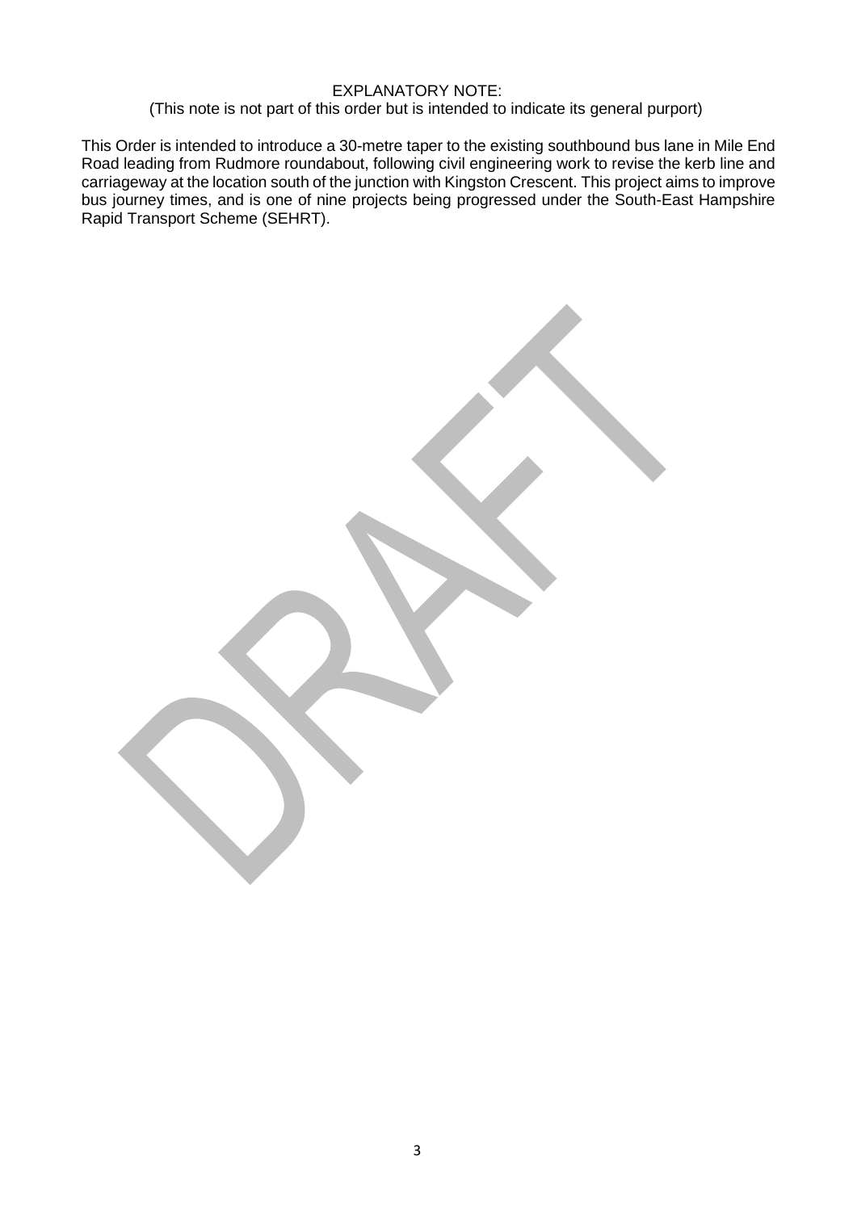EXPLANATORY NOTE:

(This note is not part of this order but is intended to indicate its general purport)

This Order is intended to introduce a 30-metre taper to the existing southbound bus lane in Mile End Road leading from Rudmore roundabout, following civil engineering work to revise the kerb line and carriageway at the location south of the junction with Kingston Crescent. This project aims to improve bus journey times, and is one of nine projects being progressed under the South-East Hampshire Rapid Transport Scheme (SEHRT).

DRAFT